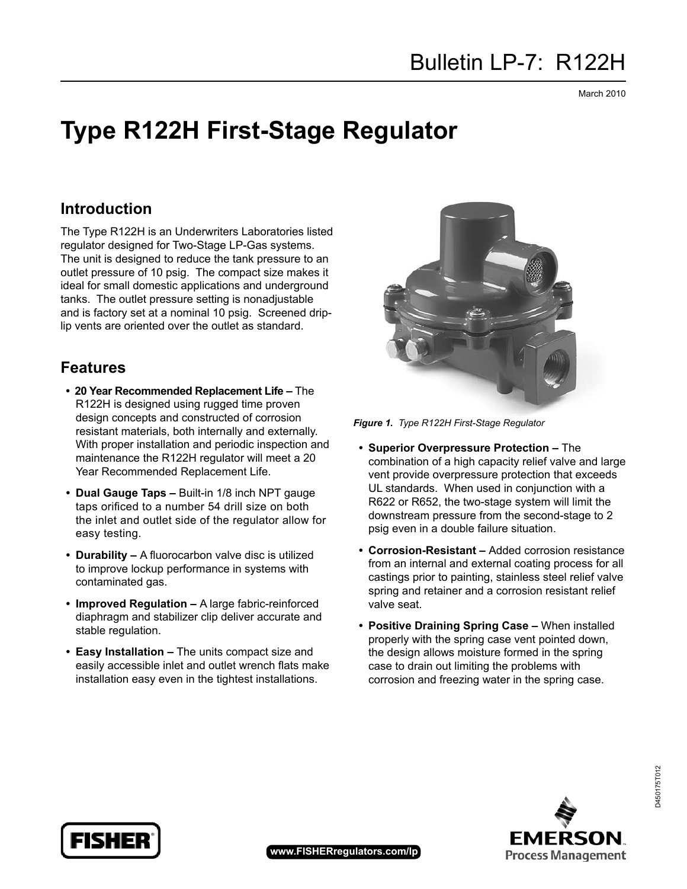# Type R122H First-Stage Regulator

## Introduction

The Type R122H is an Underwriters Laboratories listed regulator designed for Two-Stage LP-Gas systems. The unit is designed to reduce the tank pressure to an outlet pressure of 10 psig. The compact size makes it ideal for small domestic applications and underground tanks. The outlet pressure setting is nonadjustable and is factory set at a nominal 10 psig. Screened drip-lip vents are oriented over the outlet as standard.

*Figure 1. Type R122H First-Stage Regulator*

## Features

- **20 Year Recommended Replacement Life –** The R122H is designed using rugged time proven design concepts and constructed of corrosion resistant materials, both internally and externally. With proper installation and periodic inspection and maintenance the R122H regulator will meet a 20 Year Recommended Replacement Life.
- **Dual Gauge Taps –** Built-in 1/8 inch NPT gauge taps orificed to a number 54 drill size on both the inlet and outlet side of the regulator allow for easy testing.
- **Durability –** A fluorocarbon valve disc is utilized to improve lockup performance in systems with contaminated gas.
- **Improved Regulation –** A large fabric-reinforced diaphragm and stabilizer clip deliver accurate and stable regulation.
- **Easy Installation –** The units compact size and easily accessible inlet and outlet wrench flats make installation easy even in the tightest installations.
- **Superior Overpressure Protection –** The combination of a high capacity relief valve and large vent provide overpressure protection that exceeds UL standards. When used in conjunction with a R622 or R652, the two-stage system will limit the downstream pressure from the second-stage to 2 psig even in a double failure situation.
- **Corrosion-Resistant –** Added corrosion resistance from an internal and external coating process for all castings prior to painting, stainless steel relief valve spring and retainer and a corrosion resistant relief valve seat.
- **Positive Draining Spring Case –** When installed properly with the spring case vent pointed down, the design allows moisture formed in the spring case to drain out limiting the problems with corrosion and freezing water in the spring case.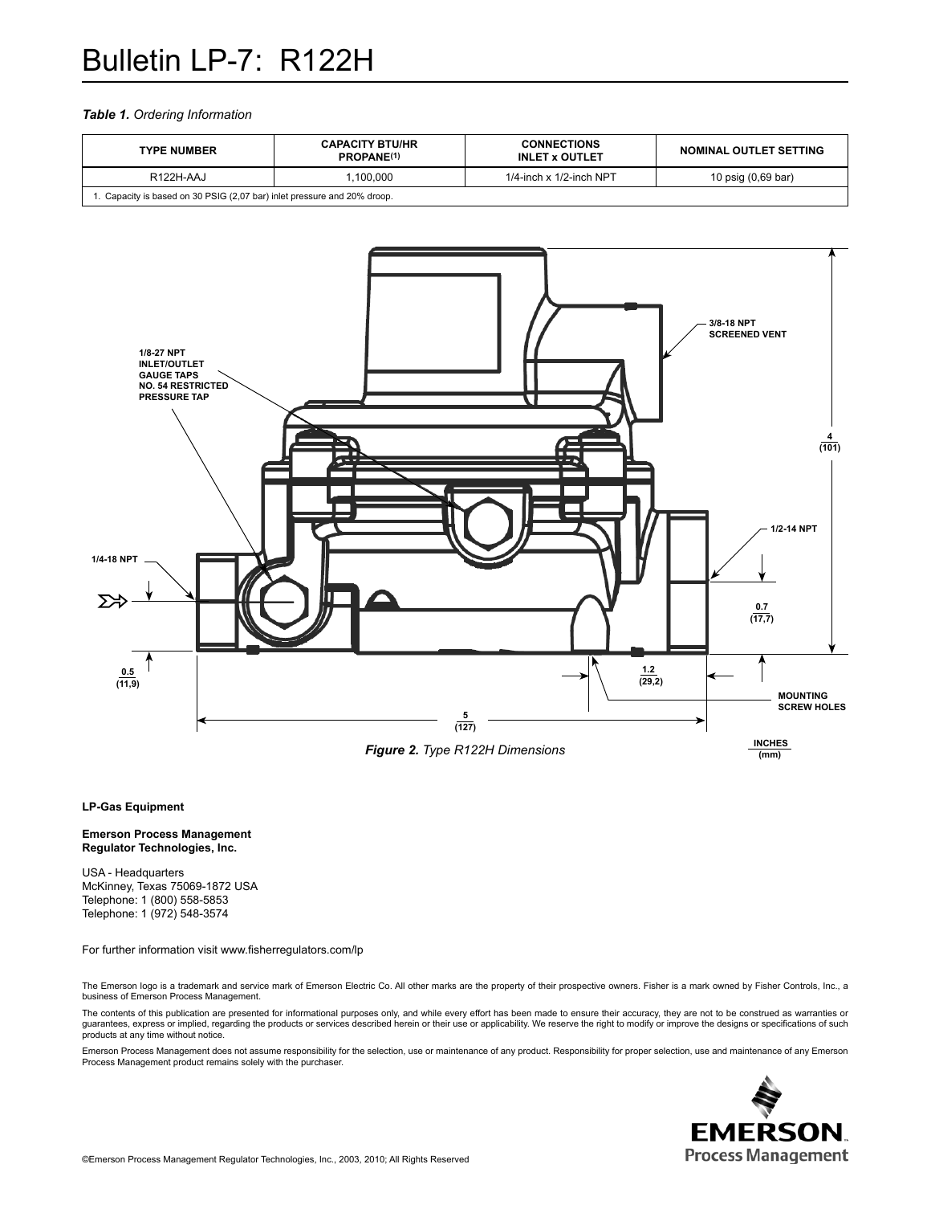# Bulletin LP-7: R122H

***Table 1.*** *Ordering Information*

| TYPE NUMBER | CAPACITY BTU/HR PROPANE(1) | CONNECTIONS INLET x OUTLET | NOMINAL OUTLET SETTING |
|---|---|---|---|
| R122H-AAJ | 1,100,000 | 1/4-inch x 1/2-inch NPT | 10 psig (0,69 bar) |

1. Capacity is based on 30 PSIG (2,07 bar) inlet pressure and 20% droop.

1/8-27 NPT INLET/OUTLET GAUGE TAPS NO. 54 RESTRICTED PRESSURE TAP

3/8-18 NPT SCREENED VENT

4 (101)

1/2-14 NPT

1/4-18 NPT

0.7 (17,7)

0.5 (11,9)

1.2 (29,2)

MOUNTING SCREW HOLES

5 (127)

INCHES (mm)

***Figure 2.*** *Type R122H Dimensions*

**LP-Gas Equipment**

**Emerson Process Management**
**Regulator Technologies, Inc.**

USA - Headquarters
McKinney, Texas 75069-1872 USA
Telephone: 1 (800) 558-5853
Telephone: 1 (972) 548-3574

For further information visit www.fisherregulators.com/lp

The Emerson logo is a trademark and service mark of Emerson Electric Co. All other marks are the property of their prospective owners. Fisher is a mark owned by Fisher Controls, Inc., a business of Emerson Process Management.

The contents of this publication are presented for informational purposes only, and while every effort has been made to ensure their accuracy, they are not to be construed as warranties or guarantees, express or implied, regarding the products or services described herein or their use or applicability. We reserve the right to modify or improve the designs or specifications of such products at any time without notice.

Emerson Process Management does not assume responsibility for the selection, use or maintenance of any product. Responsibility for proper selection, use and maintenance of any Emerson Process Management product remains solely with the purchaser.

EMERSON. Process Management

©Emerson Process Management Regulator Technologies, Inc., 2003, 2010; All Rights Reserved